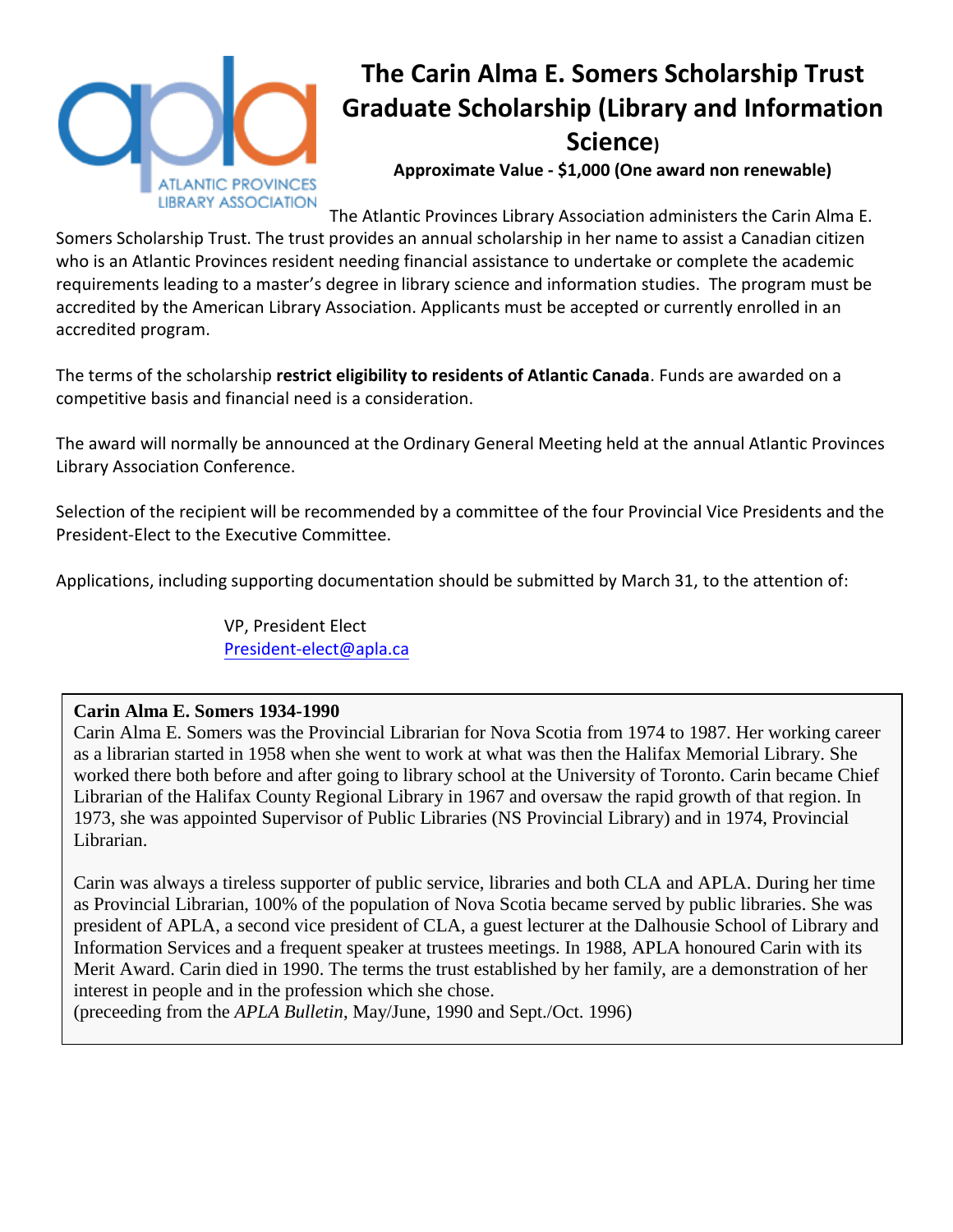# The Carin Alma E. Somers Scholarship Trust Graduate Scholarship (Library and Information Science)

**Approximate Value - $1,000 (One award non renewable)**

The Atlantic Provinces Library Association administers the Carin Alma E. Somers Scholarship Trust. The trust provides an annual scholarship in her name to assist a Canadian citizen who is an Atlantic Provinces resident needing financial assistance to undertake or complete the academic requirements leading to a master's degree in library science and information studies. The program must be accredited by the American Library Association. Applicants must be accepted or currently enrolled in an accredited program.

The terms of the scholarship **restrict eligibility to residents of Atlantic Canada**. Funds are awarded on a competitive basis and financial need is a consideration.

The award will normally be announced at the Ordinary General Meeting held at the annual Atlantic Provinces Library Association Conference.

Selection of the recipient will be recommended by a committee of the four Provincial Vice Presidents and the President-Elect to the Executive Committee.

Applications, including supporting documentation should be submitted by March 31, to the attention of:

VP, President Elect
President-elect@apla.ca

**Carin Alma E. Somers 1934-1990**

Carin Alma E. Somers was the Provincial Librarian for Nova Scotia from 1974 to 1987. Her working career as a librarian started in 1958 when she went to work at what was then the Halifax Memorial Library. She worked there both before and after going to library school at the University of Toronto. Carin became Chief Librarian of the Halifax County Regional Library in 1967 and oversaw the rapid growth of that region. In 1973, she was appointed Supervisor of Public Libraries (NS Provincial Library) and in 1974, Provincial Librarian.

Carin was always a tireless supporter of public service, libraries and both CLA and APLA. During her time as Provincial Librarian, 100% of the population of Nova Scotia became served by public libraries. She was president of APLA, a second vice president of CLA, a guest lecturer at the Dalhousie School of Library and Information Services and a frequent speaker at trustees meetings. In 1988, APLA honoured Carin with its Merit Award. Carin died in 1990. The terms the trust established by her family, are a demonstration of her interest in people and in the profession which she chose.
(preceeding from the *APLA Bulletin*, May/June, 1990 and Sept./Oct. 1996)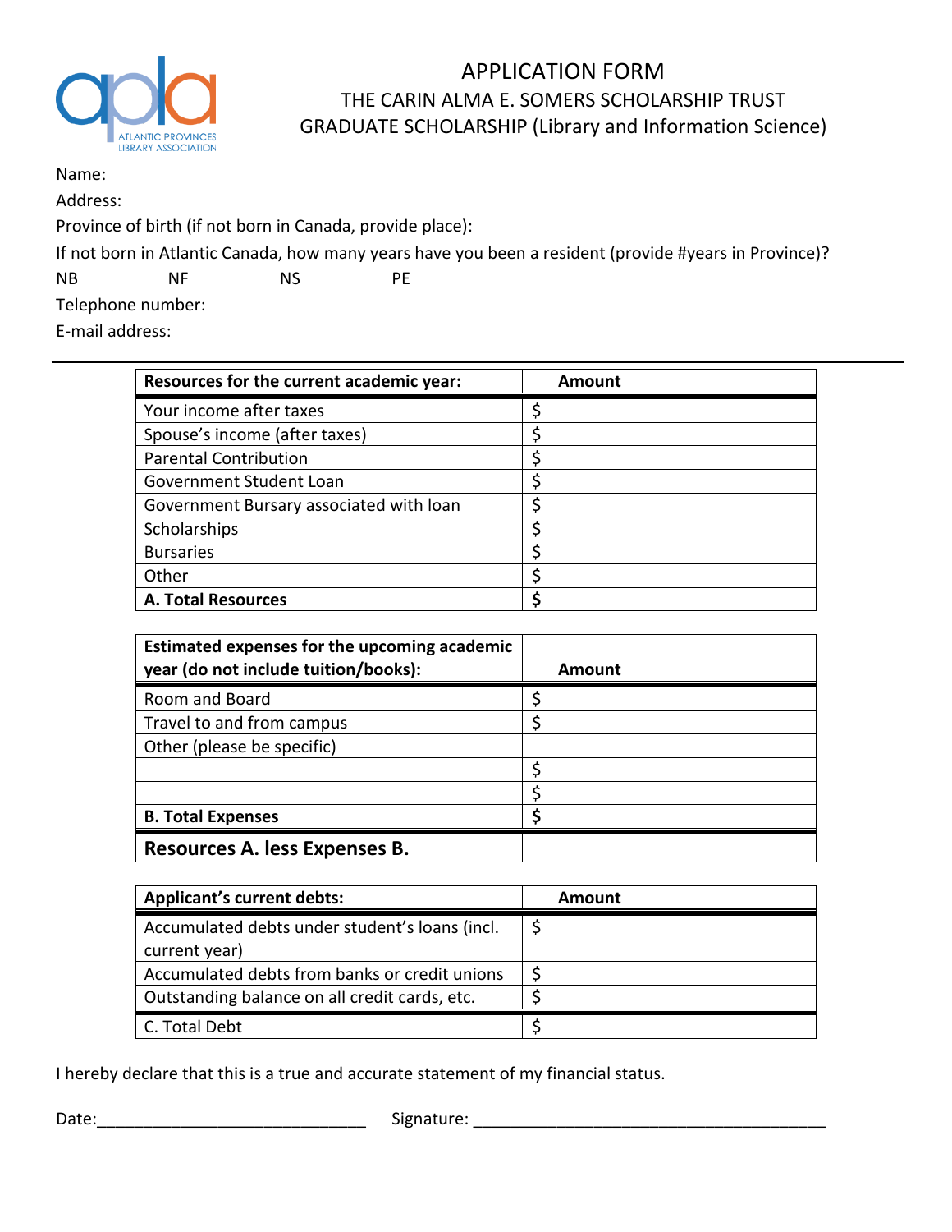# APPLICATION FORM

## THE CARIN ALMA E. SOMERS SCHOLARSHIP TRUST
## GRADUATE SCHOLARSHIP (Library and Information Science)

Name:

Address:

Province of birth (if not born in Canada, provide place):

If not born in Atlantic Canada, how many years have you been a resident (provide #years in Province)?

NB NF NS PE

Telephone number:

E-mail address:

---

| **Resources for the current academic year:** | **Amount** |
|---|---|
| Your income after taxes | $ |
| Spouse's income (after taxes) | $ |
| Parental Contribution | $ |
| Government Student Loan | $ |
| Government Bursary associated with loan | $ |
| Scholarships | $ |
| Bursaries | $ |
| Other | $ |
| **A. Total Resources** | **$** |

| **Estimated expenses for the upcoming academic year (do not include tuition/books):** | **Amount** |
|---|---|
| Room and Board | $ |
| Travel to and from campus | $ |
| Other (please be specific) | |
| | $ |
| | $ |
| **B. Total Expenses** | **$** |
| **Resources A. less Expenses B.** | |

| **Applicant's current debts:** | **Amount** |
|---|---|
| Accumulated debts under student's loans (incl. current year) | $ |
| Accumulated debts from banks or credit unions | $ |
| Outstanding balance on all credit cards, etc. | $ |
| C. Total Debt | $ |

I hereby declare that this is a true and accurate statement of my financial status.

Date:______________________________ Signature: ________________________________________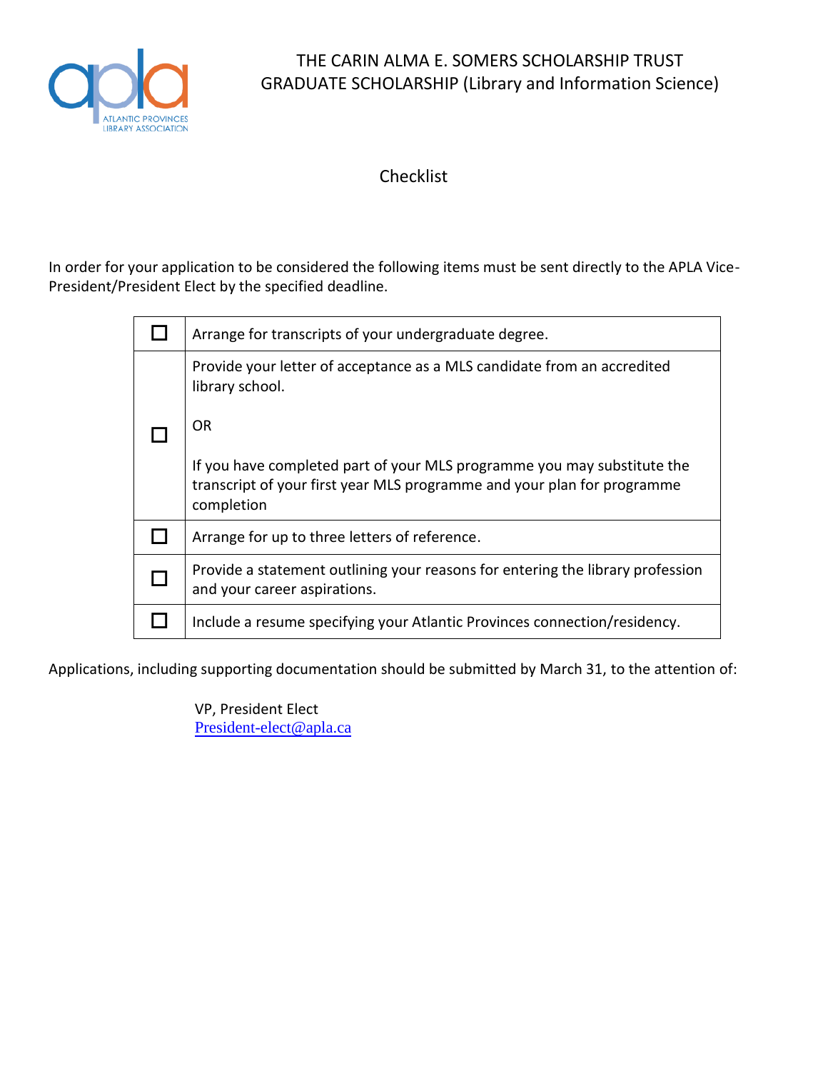# THE CARIN ALMA E. SOMERS SCHOLARSHIP TRUST
# GRADUATE SCHOLARSHIP (Library and Information Science)

## Checklist

In order for your application to be considered the following items must be sent directly to the APLA Vice-President/President Elect by the specified deadline.

| | |
|---|---|
| ☐ | Arrange for transcripts of your undergraduate degree. |
| ☐ | Provide your letter of acceptance as a MLS candidate from an accredited library school.<br><br>OR<br><br>If you have completed part of your MLS programme you may substitute the transcript of your first year MLS programme and your plan for programme completion |
| ☐ | Arrange for up to three letters of reference. |
| ☐ | Provide a statement outlining your reasons for entering the library profession and your career aspirations. |
| ☐ | Include a resume specifying your Atlantic Provinces connection/residency. |

Applications, including supporting documentation should be submitted by March 31, to the attention of:

VP, President Elect
President-elect@apla.ca